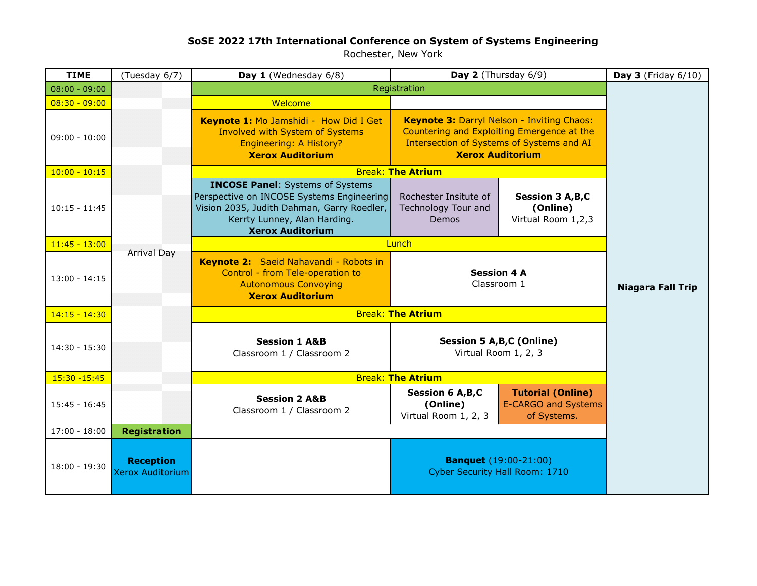**SoSE 2022 17th International Conference on System of Systems Engineering**

Rochester, New York

| TIME | (Tuesday 6/7) | Day 1 (Wednesday 6/8) | Day 2 (Thursday 6/9) | | Day 3 (Friday 6/10) |
|---|---|---|---|---|---|
| 08:00 - 09:00 | Arrival Day | Registration | Registration | | Niagara Fall Trip |
| 08:30 - 09:00 | | Welcome | | | |
| 09:00 - 10:00 | | **Keynote 1:** Mo Jamshidi - How Did I Get Involved with System of Systems Engineering: A History? **Xerox Auditorium** | **Keynote 3:** Darryl Nelson - Inviting Chaos: Countering and Exploiting Emergence at the Intersection of Systems of Systems and AI **Xerox Auditorium** | | |
| 10:00 - 10:15 | | Break: **The Atrium** | Break: **The Atrium** | | |
| 10:15 - 11:45 | | **INCOSE Panel**: Systems of Systems Perspective on INCOSE Systems Engineering Vision 2035, Judith Dahman, Garry Roedler, Kerrty Lunney, Alan Harding. **Xerox Auditorium** | Rochester Insitute of Technology Tour and Demos | **Session 3 A,B,C (Online)** Virtual Room 1,2,3 | |
| 11:45 - 13:00 | | Lunch | Lunch | | |
| 13:00 - 14:15 | | **Keynote 2:** Saeid Nahavandi - Robots in Control - from Tele-operation to Autonomous Convoying **Xerox Auditorium** | **Session 4 A** Classroom 1 | | |
| 14:15 - 14:30 | | Break: **The Atrium** | Break: **The Atrium** | | |
| 14:30 - 15:30 | | **Session 1 A&B** Classroom 1 / Classroom 2 | **Session 5 A,B,C (Online)** Virtual Room 1, 2, 3 | | |
| 15:30 -15:45 | | Break: **The Atrium** | Break: **The Atrium** | | |
| 15:45 - 16:45 | | **Session 2 A&B** Classroom 1 / Classroom 2 | **Session 6 A,B,C (Online)** Virtual Room 1, 2, 3 | **Tutorial (Online)** E-CARGO and Systems of Systems. | |
| 17:00 - 18:00 | **Registration** | | | | |
| 18:00 - 19:30 | **Reception** Xerox Auditorium | | **Banquet** (19:00-21:00) Cyber Security Hall Room: 1710 | | |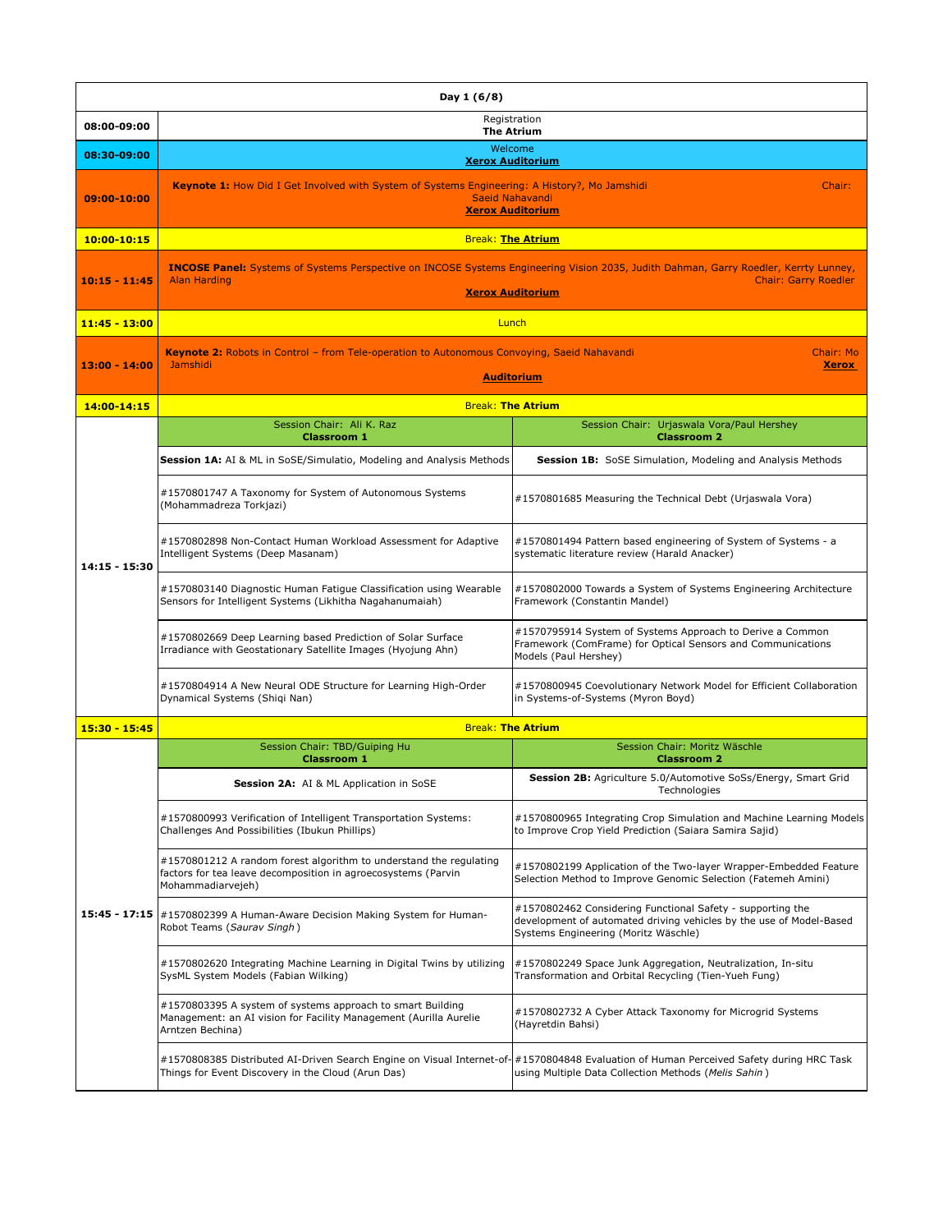| Day 1 (6/8) | | |
|---|---|---|
| 08:00-09:00 | Registration<br>**The Atrium** | |
| 08:30-09:00 | Welcome<br>**Xerox Auditorium** | |
| 09:00-10:00 | **Keynote 1:** How Did I Get Involved with System of Systems Engineering: A History?, Mo Jamshidi Chair: Saeid Nahavandi<br>**Xerox Auditorium** | |
| 10:00-10:15 | Break: **The Atrium** | |
| 10:15 - 11:45 | **INCOSE Panel:** Systems of Systems Perspective on INCOSE Systems Engineering Vision 2035, Judith Dahman, Garry Roedler, Kerrty Lunney, Alan Harding Chair: Garry Roedler<br>**Xerox Auditorium** | |
| 11:45 - 13:00 | Lunch | |
| 13:00 - 14:00 | **Keynote 2:** Robots in Control – from Tele-operation to Autonomous Convoying, Saeid Nahavandi Chair: Mo Jamshidi **Xerox Auditorium** | |
| 14:00-14:15 | Break: **The Atrium** | |
| 14:15 - 15:30 | Session Chair: Ali K. Raz<br>**Classroom 1** | Session Chair: Urjaswala Vora/Paul Hershey<br>**Classroom 2** |
| | **Session 1A:** AI & ML in SoSE/Simulatio, Modeling and Analysis Methods | **Session 1B:** SoSE Simulation, Modeling and Analysis Methods |
| | #1570801747 A Taxonomy for System of Autonomous Systems (Mohammadreza Torkjazi) | #1570801685 Measuring the Technical Debt (Urjaswala Vora) |
| | #1570802898 Non-Contact Human Workload Assessment for Adaptive Intelligent Systems (Deep Masanam) | #1570801494 Pattern based engineering of System of Systems - a systematic literature review (Harald Anacker) |
| | #1570803140 Diagnostic Human Fatigue Classification using Wearable Sensors for Intelligent Systems (Likhitha Nagahanumaiah) | #1570802000 Towards a System of Systems Engineering Architecture Framework (Constantin Mandel) |
| | #1570802669 Deep Learning based Prediction of Solar Surface Irradiance with Geostationary Satellite Images (Hyojung Ahn) | #1570795914 System of Systems Approach to Derive a Common Framework (ComFrame) for Optical Sensors and Communications Models (Paul Hershey) |
| | #1570804914 A New Neural ODE Structure for Learning High-Order Dynamical Systems (Shiqi Nan) | #1570800945 Coevolutionary Network Model for Efficient Collaboration in Systems-of-Systems (Myron Boyd) |
| 15:30 - 15:45 | Break: **The Atrium** | |
| 15:45 - 17:15 | Session Chair: TBD/Guiping Hu<br>**Classroom 1** | Session Chair: Moritz Wäschle<br>**Classroom 2** |
| | **Session 2A:** AI & ML Application in SoSE | **Session 2B:** Agriculture 5.0/Automotive SoSs/Energy, Smart Grid Technologies |
| | #1570800993 Verification of Intelligent Transportation Systems: Challenges And Possibilities (Ibukun Phillips) | #1570800965 Integrating Crop Simulation and Machine Learning Models to Improve Crop Yield Prediction (Saiara Samira Sajid) |
| | #1570801212 A random forest algorithm to understand the regulating factors for tea leave decomposition in agroecosystems (Parvin Mohammadiarvejeh) | #1570802199 Application of the Two-layer Wrapper-Embedded Feature Selection Method to Improve Genomic Selection (Fatemeh Amini) |
| | #1570802399 A Human-Aware Decision Making System for Human-Robot Teams (*Saurav Singh*) | #1570802462 Considering Functional Safety - supporting the development of automated driving vehicles by the use of Model-Based Systems Engineering (Moritz Wäschle) |
| | #1570802620 Integrating Machine Learning in Digital Twins by utilizing SysML System Models (Fabian Wilking) | #1570802249 Space Junk Aggregation, Neutralization, In-situ Transformation and Orbital Recycling (Tien-Yueh Fung) |
| | #1570803395 A system of systems approach to smart Building Management: an AI vision for Facility Management (Aurilla Aurelie Arntzen Bechina) | #1570802732 A Cyber Attack Taxonomy for Microgrid Systems (Hayretdin Bahsi) |
| | #1570808385 Distributed AI-Driven Search Engine on Visual Internet-of-Things for Event Discovery in the Cloud (Arun Das) | #1570804848 Evaluation of Human Perceived Safety during HRC Task using Multiple Data Collection Methods (*Melis Sahin*) |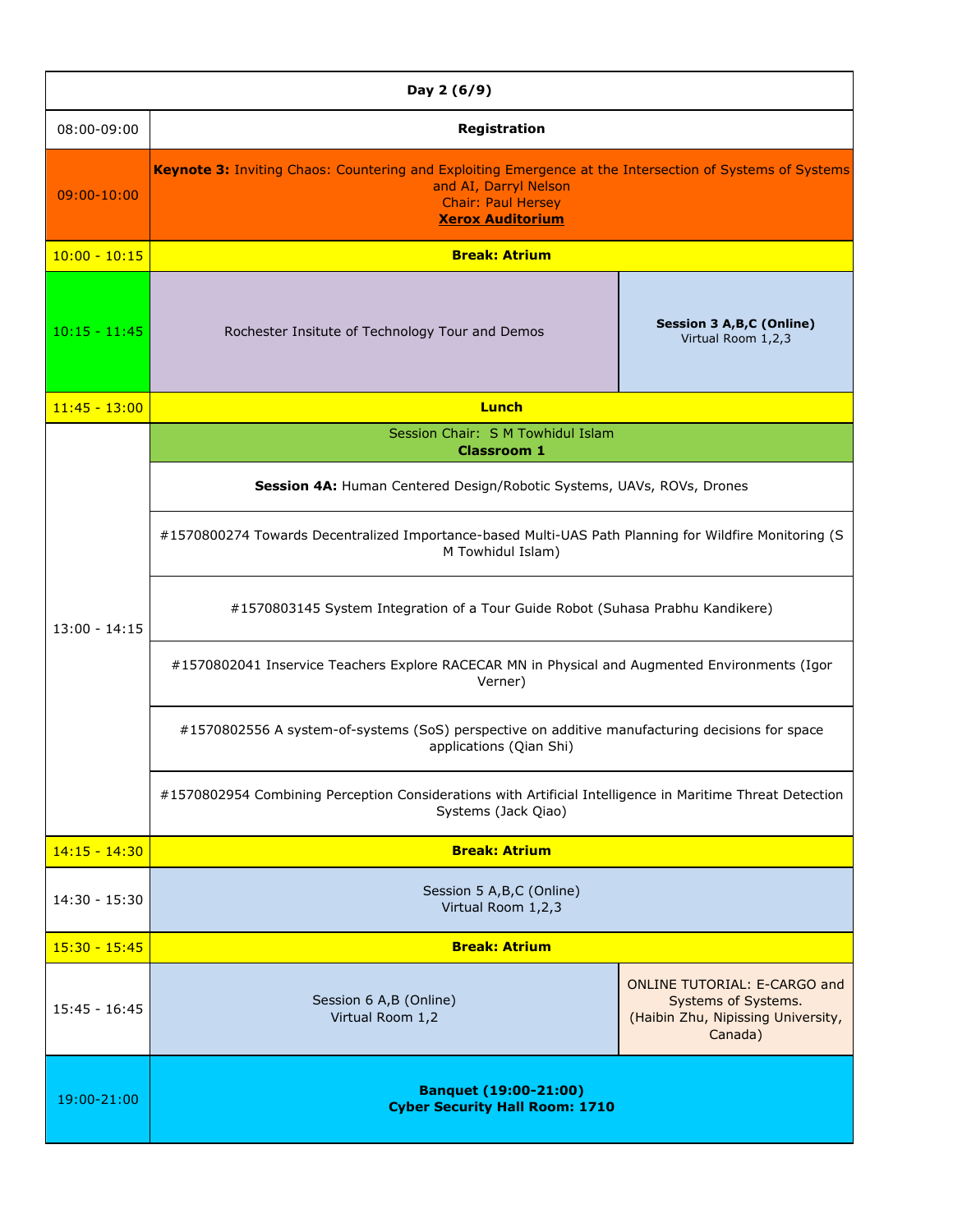| Day 2 (6/9) | | |
|---|---|---|
| 08:00-09:00 | **Registration** | |
| 09:00-10:00 | **Keynote 3:** Inviting Chaos: Countering and Exploiting Emergence at the Intersection of Systems of Systems and AI, Darryl Nelson<br>Chair: Paul Hersey<br>**Xerox Auditorium** | |
| 10:00 - 10:15 | **Break: Atrium** | |
| 10:15 - 11:45 | Rochester Insitute of Technology Tour and Demos | **Session 3 A,B,C (Online)**<br>Virtual Room 1,2,3 |
| 11:45 - 13:00 | **Lunch** | |
| 13:00 - 14:15 | Session Chair: S M Towhidul Islam<br>**Classroom 1** | |
| | **Session 4A:** Human Centered Design/Robotic Systems, UAVs, ROVs, Drones | |
| | #1570800274 Towards Decentralized Importance-based Multi-UAS Path Planning for Wildfire Monitoring (S M Towhidul Islam) | |
| | #1570803145 System Integration of a Tour Guide Robot (Suhasa Prabhu Kandikere) | |
| | #1570802041 Inservice Teachers Explore RACECAR MN in Physical and Augmented Environments (Igor Verner) | |
| | #1570802556 A system-of-systems (SoS) perspective on additive manufacturing decisions for space applications (Qian Shi) | |
| | #1570802954 Combining Perception Considerations with Artificial Intelligence in Maritime Threat Detection Systems (Jack Qiao) | |
| 14:15 - 14:30 | **Break: Atrium** | |
| 14:30 - 15:30 | Session 5 A,B,C (Online)<br>Virtual Room 1,2,3 | |
| 15:30 - 15:45 | **Break: Atrium** | |
| 15:45 - 16:45 | Session 6 A,B (Online)<br>Virtual Room 1,2 | ONLINE TUTORIAL: E-CARGO and Systems of Systems.<br>(Haibin Zhu, Nipissing University, Canada) |
| 19:00-21:00 | **Banquet (19:00-21:00)**<br>**Cyber Security Hall Room: 1710** | |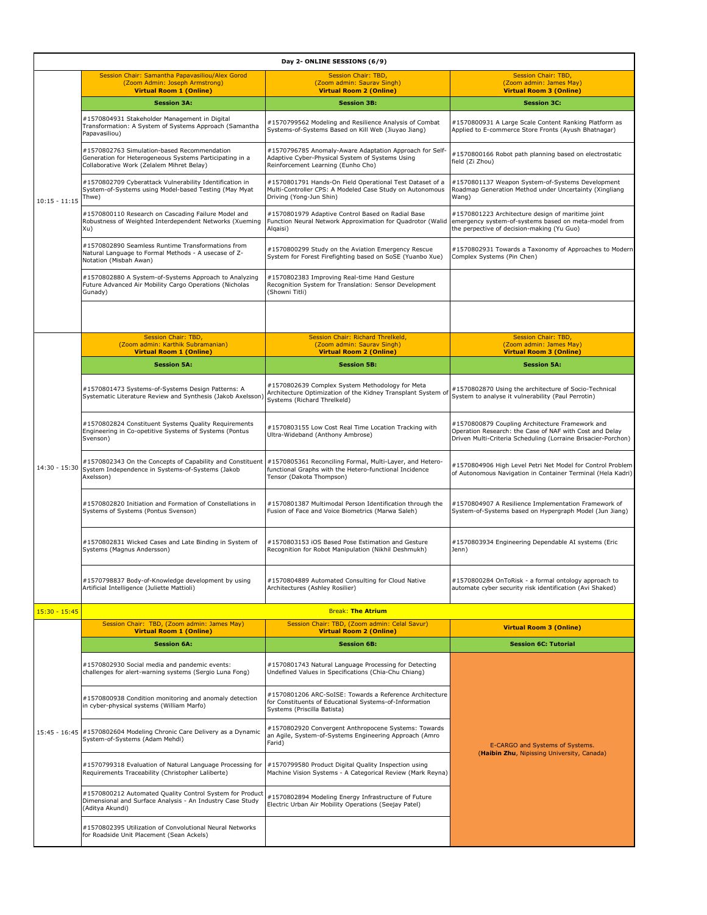| Day 2- ONLINE SESSIONS (6/9) | | | |
|---|---|---|---|
| | Session Chair: Samantha Papavasiliou/Alex Gorod (Zoom Admin: Joseph Armstrong) **Virtual Room 1 (Online)** | Session Chair: TBD, (Zoom admin: Saurav Singh) **Virtual Room 2 (Online)** | Session Chair: TBD, (Zoom admin: James May) **Virtual Room 3 (Online)** |
| | **Session 3A:** | **Session 3B:** | **Session 3C:** |
| 10:15 - 11:15 | #1570804931 Stakeholder Management in Digital Transformation: A System of Systems Approach (Samantha Papavasiliou) | #1570799562 Modeling and Resilience Analysis of Combat Systems-of-Systems Based on Kill Web (Jiuyao Jiang) | #1570800931 A Large Scale Content Ranking Platform as Applied to E-commerce Store Fronts (Ayush Bhatnagar) |
| | #1570802763 Simulation-based Recommendation Generation for Heterogeneous Systems Participating in a Collaborative Work (Zelalem Mihret Belay) | #1570796785 Anomaly-Aware Adaptation Approach for Self-Adaptive Cyber-Physical System of Systems Using Reinforcement Learning (Eunho Cho) | #1570800166 Robot path planning based on electrostatic field (Zi Zhou) |
| | #1570802709 Cyberattack Vulnerability Identification in System-of-Systems using Model-based Testing (May Myat Thwe) | #1570801791 Hands-On Field Operational Test Dataset of a Multi-Controller CPS: A Modeled Case Study on Autonomous Driving (Yong-Jun Shin) | #1570801137 Weapon System-of-Systems Development Roadmap Generation Method under Uncertainty (Xingliang Wang) |
| | #1570800110 Research on Cascading Failure Model and Robustness of Weighted Interdependent Networks (Xueming Xu) | #1570801979 Adaptive Control Based on Radial Base Function Neural Network Approximation for Quadrotor (Walid Alqaisi) | #1570801223 Architecture design of maritime joint emergency system-of-systems based on meta-model from the perpective of decision-making (Yu Guo) |
| | #1570802890 Seamless Runtime Transformations from Natural Language to Formal Methods - A usecase of Z-Notation (Misbah Awan) | #1570800299 Study on the Aviation Emergency Rescue System for Forest Firefighting based on SoSE (Yuanbo Xue) | #1570802931 Towards a Taxonomy of Approaches to Modern Complex Systems (Pin Chen) |
| | #1570802880 A System-of-Systems Approach to Analyzing Future Advanced Air Mobility Cargo Operations (Nicholas Gunady) | #1570802383 Improving Real-time Hand Gesture Recognition System for Translation: Sensor Development (Showni Titli) | |
| | | | |
| | Session Chair: TBD, (Zoom admin: Karthik Subramanian) **Virtual Room 1 (Online)** | Session Chair: Richard Threlkeld, (Zoom admin: Saurav Singh) **Virtual Room 2 (Online)** | Session Chair: TBD, (Zoom admin: James May) **Virtual Room 3 (Online)** |
| | **Session 5A:** | **Session 5B:** | **Session 5A:** |
| 14:30 - 15:30 | #1570801473 Systems-of-Systems Design Patterns: A Systematic Literature Review and Synthesis (Jakob Axelsson) | #1570802639 Complex System Methodology for Meta Architecture Optimization of the Kidney Transplant System of Systems (Richard Threlkeld) | #1570802870 Using the architecture of Socio-Technical System to analyse it vulnerability (Paul Perrotin) |
| | #1570802824 Constituent Systems Quality Requirements Engineering in Co-opetitive Systems of Systems (Pontus Svenson) | #1570803155 Low Cost Real Time Location Tracking with Ultra-Wideband (Anthony Ambrose) | #1570800879 Coupling Architecture Framework and Operation Research: the Case of NAF with Cost and Delay Driven Multi-Criteria Scheduling (Lorraine Brisacier-Porchon) |
| | #1570802343 On the Concepts of Capability and Constituent System Independence in Systems-of-Systems (Jakob Axelsson) | #1570805361 Reconciling Formal, Multi-Layer, and Hetero-functional Graphs with the Hetero-functional Incidence Tensor (Dakota Thompson) | #1570804906 High Level Petri Net Model for Control Problem of Autonomous Navigation in Container Terminal (Hela Kadri) |
| | #1570802820 Initiation and Formation of Constellations in Systems of Systems (Pontus Svenson) | #1570801387 Multimodal Person Identification through the Fusion of Face and Voice Biometrics (Marwa Saleh) | #1570804907 A Resilience Implementation Framework of System-of-Systems based on Hypergraph Model (Jun Jiang) |
| | #1570802831 Wicked Cases and Late Binding in System of Systems (Magnus Andersson) | #1570803153 iOS Based Pose Estimation and Gesture Recognition for Robot Manipulation (Nikhil Deshmukh) | #1570803934 Engineering Dependable AI systems (Eric Jenn) |
| | #1570798837 Body-of-Knowledge development by using Artificial Intelligence (Juliette Mattioli) | #1570804889 Automated Consulting for Cloud Native Architectures (Ashley Rosilier) | #1570800284 OnToRisk - a formal ontology approach to automate cyber security risk identification (Avi Shaked) |
| 15:30 - 15:45 | Break: **The Atrium** | | |
| | Session Chair: TBD, (Zoom admin: James May) **Virtual Room 1 (Online)** | Session Chair: TBD, (Zoom admin: Celal Savur) **Virtual Room 2 (Online)** | **Virtual Room 3 (Online)** |
| | **Session 6A:** | **Session 6B:** | **Session 6C: Tutorial** |
| 15:45 - 16:45 | #1570802930 Social media and pandemic events: challenges for alert-warning systems (Sergio Luna Fong) | #1570801743 Natural Language Processing for Detecting Undefined Values in Specifications (Chia-Chu Chiang) | E-CARGO and Systems of Systems. (**Haibin Zhu**, Nipissing University, Canada) |
| | #1570800938 Condition monitoring and anomaly detection in cyber-physical systems (William Marfo) | #1570801206 ARC-SoISE: Towards a Reference Architecture for Constituents of Educational Systems-of-Information Systems (Priscilla Batista) | |
| | #1570802604 Modeling Chronic Care Delivery as a Dynamic System-of-Systems (Adam Mehdi) | #1570802920 Convergent Anthropocene Systems: Towards an Agile, System-of-Systems Engineering Approach (Amro Farid) | |
| | #1570799318 Evaluation of Natural Language Processing for Requirements Traceability (Christopher Laliberte) | #1570799580 Product Digital Quality Inspection using Machine Vision Systems - A Categorical Review (Mark Reyna) | |
| | #1570800212 Automated Quality Control System for Product Dimensional and Surface Analysis - An Industry Case Study (Aditya Akundi) | #1570802894 Modeling Energy Infrastructure of Future Electric Urban Air Mobility Operations (Seejay Patel) | |
| | #1570802395 Utilization of Convolutional Neural Networks for Roadside Unit Placement (Sean Ackels) | | |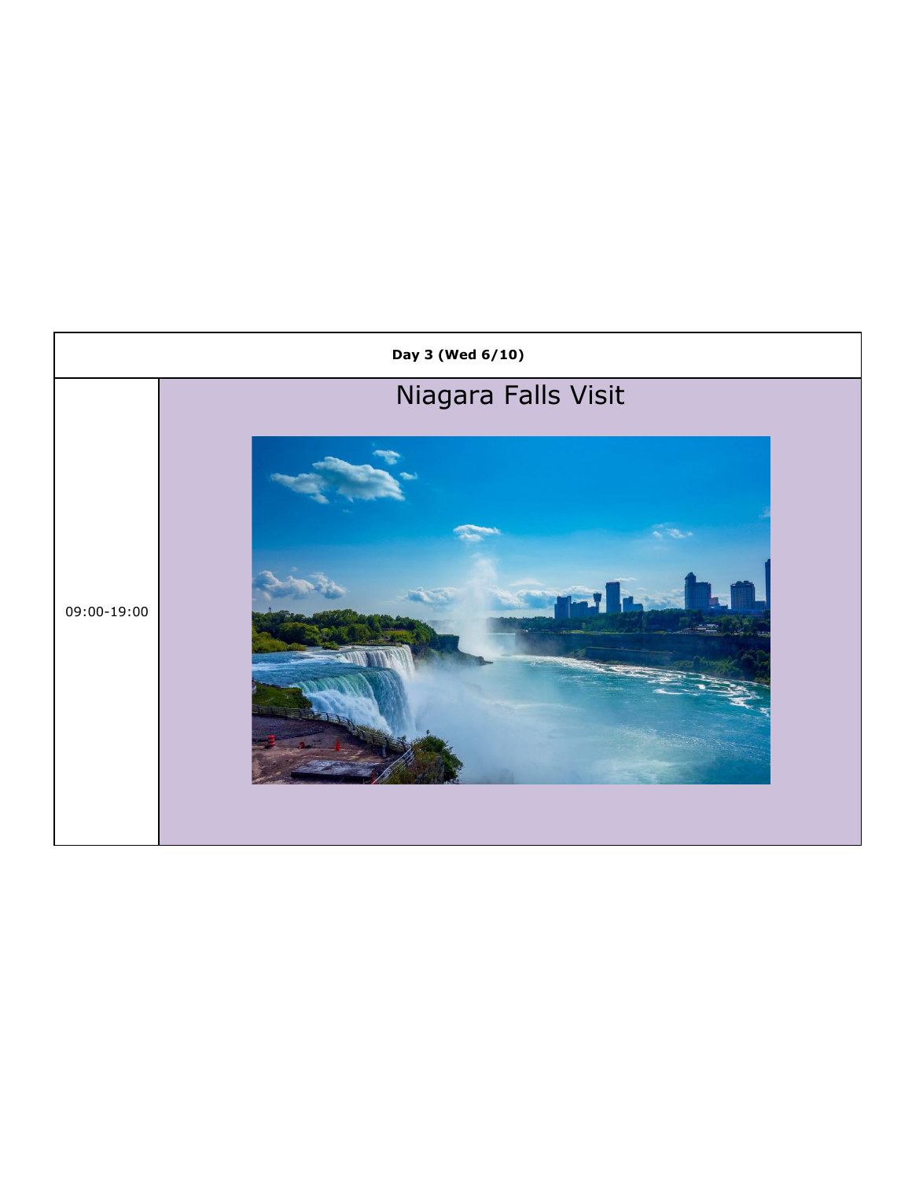| Day 3 (Wed 6/10) | |
| --- | --- |
| 09:00-19:00 | Niagara Falls Visit |